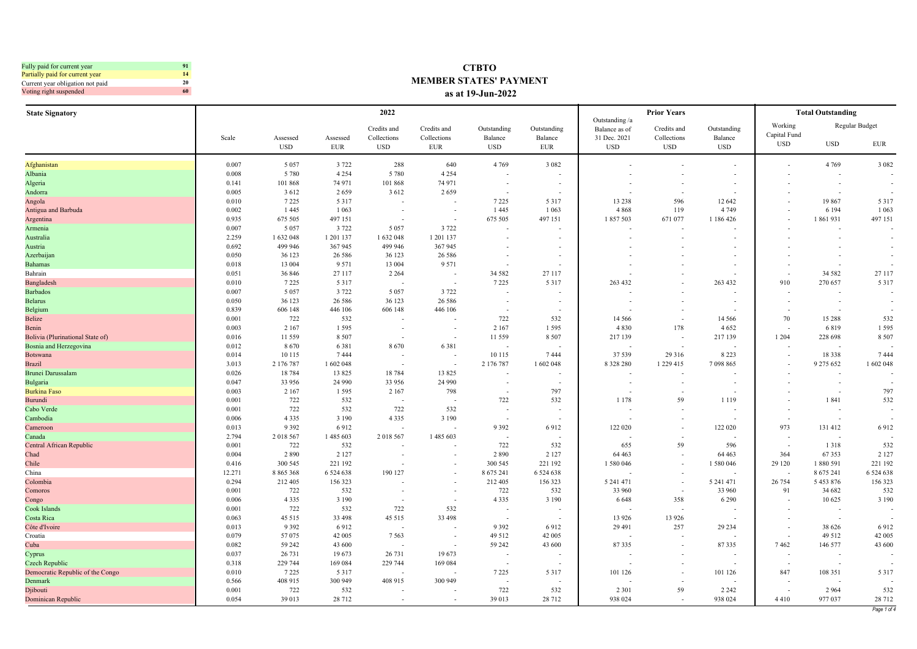| Legend | Count |
|---|---|
| Fully paid for current year | 91 |
| Partially paid for current year | 14 |
| Current year obligation not paid | 20 |
| Voting right suspended | 60 |

# CTBTO
## MEMBER STATES' PAYMENT
### as at 19-Jun-2022

| State Signatory | 2022 | | | | | | | Prior Years | | | Total Outstanding | | |
|---|---|---|---|---|---|---|---|---|---|---|---|---|---|
| | Scale | Assessed USD | Assessed EUR | Credits and Collections USD | Credits and Collections EUR | Outstanding Balance USD | Outstanding Balance EUR | Outstanding /a Balance as of 31 Dec. 2021 USD | Credits and Collections USD | Outstanding Balance USD | Working Capital Fund USD | Regular Budget USD | Regular Budget EUR |
| Afghanistan | 0.007 | 5 057 | 3 722 | 288 | 640 | 4 769 | 3 082 | - | - | - | - | 4 769 | 3 082 |
| Albania | 0.008 | 5 780 | 4 254 | 5 780 | 4 254 | - | - | - | - | - | - | - | - |
| Algeria | 0.141 | 101 868 | 74 971 | 101 868 | 74 971 | - | - | - | - | - | - | - | - |
| Andorra | 0.005 | 3 612 | 2 659 | 3 612 | 2 659 | - | - | - | - | - | - | - | - |
| Angola | 0.010 | 7 225 | 5 317 | - | - | 7 225 | 5 317 | 13 238 | 596 | 12 642 | - | 19 867 | 5 317 |
| Antigua and Barbuda | 0.002 | 1 445 | 1 063 | - | - | 1 445 | 1 063 | 4 868 | 119 | 4 749 | - | 6 194 | 1 063 |
| Argentina | 0.935 | 675 505 | 497 151 | - | - | 675 505 | 497 151 | 1 857 503 | 671 077 | 1 186 426 | - | 1 861 931 | 497 151 |
| Armenia | 0.007 | 5 057 | 3 722 | 5 057 | 3 722 | - | - | - | - | - | - | - | - |
| Australia | 2.259 | 1 632 048 | 1 201 137 | 1 632 048 | 1 201 137 | - | - | - | - | - | - | - | - |
| Austria | 0.692 | 499 946 | 367 945 | 499 946 | 367 945 | - | - | - | - | - | - | - | - |
| Azerbaijan | 0.050 | 36 123 | 26 586 | 36 123 | 26 586 | - | - | - | - | - | - | - | - |
| Bahamas | 0.018 | 13 004 | 9 571 | 13 004 | 9 571 | - | - | - | - | - | - | - | - |
| Bahrain | 0.051 | 36 846 | 27 117 | 2 264 | - | 34 582 | 27 117 | - | - | - | - | 34 582 | 27 117 |
| Bangladesh | 0.010 | 7 225 | 5 317 | - | - | 7 225 | 5 317 | 263 432 | - | 263 432 | 910 | 270 657 | 5 317 |
| Barbados | 0.007 | 5 057 | 3 722 | 5 057 | 3 722 | - | - | - | - | - | - | - | - |
| Belarus | 0.050 | 36 123 | 26 586 | 36 123 | 26 586 | - | - | - | - | - | - | - | - |
| Belgium | 0.839 | 606 148 | 446 106 | 606 148 | 446 106 | - | - | - | - | - | - | - | - |
| Belize | 0.001 | 722 | 532 | - | - | 722 | 532 | 14 566 | - | 14 566 | 70 | 15 288 | 532 |
| Benin | 0.003 | 2 167 | 1 595 | - | - | 2 167 | 1 595 | 4 830 | 178 | 4 652 | - | 6 819 | 1 595 |
| Bolivia (Plurinational State of) | 0.016 | 11 559 | 8 507 | - | - | 11 559 | 8 507 | 217 139 | - | 217 139 | 1 204 | 228 698 | 8 507 |
| Bosnia and Herzegovina | 0.012 | 8 670 | 6 381 | 8 670 | 6 381 | - | - | - | - | - | - | - | - |
| Botswana | 0.014 | 10 115 | 7 444 | - | - | 10 115 | 7 444 | 37 539 | 29 316 | 8 223 | - | 18 338 | 7 444 |
| Brazil | 3.013 | 2 176 787 | 1 602 048 | - | - | 2 176 787 | 1 602 048 | 8 328 280 | 1 229 415 | 7 098 865 | - | 9 275 652 | 1 602 048 |
| Brunei Darussalam | 0.026 | 18 784 | 13 825 | 18 784 | 13 825 | - | - | - | - | - | - | - | - |
| Bulgaria | 0.047 | 33 956 | 24 990 | 33 956 | 24 990 | - | - | - | - | - | - | - | - |
| Burkina Faso | 0.003 | 2 167 | 1 595 | 2 167 | 798 | - | 797 | - | - | - | - | - | 797 |
| Burundi | 0.001 | 722 | 532 | - | - | 722 | 532 | 1 178 | 59 | 1 119 | - | 1 841 | 532 |
| Cabo Verde | 0.001 | 722 | 532 | 722 | 532 | - | - | - | - | - | - | - | - |
| Cambodia | 0.006 | 4 335 | 3 190 | 4 335 | 3 190 | - | - | - | - | - | - | - | - |
| Cameroon | 0.013 | 9 392 | 6 912 | - | - | 9 392 | 6 912 | 122 020 | - | 122 020 | 973 | 131 412 | 6 912 |
| Canada | 2.794 | 2 018 567 | 1 485 603 | 2 018 567 | 1 485 603 | - | - | - | - | - | - | - | - |
| Central African Republic | 0.001 | 722 | 532 | - | - | 722 | 532 | 655 | 59 | 596 | - | 1 318 | 532 |
| Chad | 0.004 | 2 890 | 2 127 | - | - | 2 890 | 2 127 | 64 463 | - | 64 463 | 364 | 67 353 | 2 127 |
| Chile | 0.416 | 300 545 | 221 192 | - | - | 300 545 | 221 192 | 1 580 046 | - | 1 580 046 | 29 120 | 1 880 591 | 221 192 |
| China | 12.271 | 8 865 368 | 6 524 638 | 190 127 | - | 8 675 241 | 6 524 638 | - | - | - | - | 8 675 241 | 6 524 638 |
| Colombia | 0.294 | 212 405 | 156 323 | - | - | 212 405 | 156 323 | 5 241 471 | - | 5 241 471 | 26 754 | 5 453 876 | 156 323 |
| Comoros | 0.001 | 722 | 532 | - | - | 722 | 532 | 33 960 | - | 33 960 | 91 | 34 682 | 532 |
| Congo | 0.006 | 4 335 | 3 190 | - | - | 4 335 | 3 190 | 6 648 | 358 | 6 290 | - | 10 625 | 3 190 |
| Cook Islands | 0.001 | 722 | 532 | 722 | 532 | - | - | - | - | - | - | - | - |
| Costa Rica | 0.063 | 45 515 | 33 498 | 45 515 | 33 498 | - | - | 13 926 | 13 926 | - | - | - | - |
| Côte d'Ivoire | 0.013 | 9 392 | 6 912 | - | - | 9 392 | 6 912 | 29 491 | 257 | 29 234 | - | 38 626 | 6 912 |
| Croatia | 0.079 | 57 075 | 42 005 | 7 563 | - | 49 512 | 42 005 | - | - | - | - | 49 512 | 42 005 |
| Cuba | 0.082 | 59 242 | 43 600 | - | - | 59 242 | 43 600 | 87 335 | - | 87 335 | 7 462 | 146 577 | 43 600 |
| Cyprus | 0.037 | 26 731 | 19 673 | 26 731 | 19 673 | - | - | - | - | - | - | - | - |
| Czech Republic | 0.318 | 229 744 | 169 084 | 229 744 | 169 084 | - | - | - | - | - | - | - | - |
| Democratic Republic of the Congo | 0.010 | 7 225 | 5 317 | - | - | 7 225 | 5 317 | 101 126 | - | 101 126 | 847 | 108 351 | 5 317 |
| Denmark | 0.566 | 408 915 | 300 949 | 408 915 | 300 949 | - | - | - | - | - | - | - | - |
| Djibouti | 0.001 | 722 | 532 | - | - | 722 | 532 | 2 301 | 59 | 2 242 | - | 2 964 | 532 |
| Dominican Republic | 0.054 | 39 013 | 28 712 | - | - | 39 013 | 28 712 | 938 024 | - | 938 024 | 4 410 | 977 037 | 28 712 |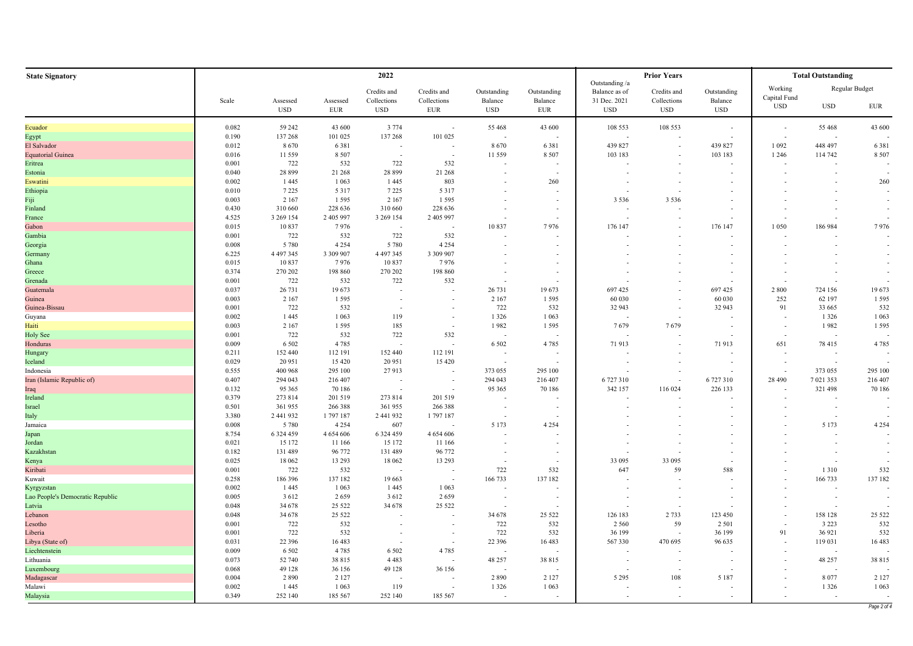| State Signatory | 2022 | | | | | | | Prior Years | | | Total Outstanding | | |
|---|---|---|---|---|---|---|---|---|---|---|---|---|---|
| | Scale | Assessed USD | Assessed EUR | Credits and Collections USD | Credits and Collections EUR | Outstanding Balance USD | Outstanding Balance EUR | Outstanding /a Balance as of 31 Dec. 2021 USD | Credits and Collections USD | Outstanding Balance USD | Working Capital Fund USD | Regular Budget USD | Regular Budget EUR |
| Ecuador | 0.082 | 59 242 | 43 600 | 3 774 | - | 55 468 | 43 600 | 108 553 | 108 553 | - | - | 55 468 | 43 600 |
| Egypt | 0.190 | 137 268 | 101 025 | 137 268 | 101 025 | - | - | - | - | - | - | - | - |
| El Salvador | 0.012 | 8 670 | 6 381 | - | - | 8 670 | 6 381 | 439 827 | - | 439 827 | 1 092 | 448 497 | 6 381 |
| Equatorial Guinea | 0.016 | 11 559 | 8 507 | - | - | 11 559 | 8 507 | 103 183 | - | 103 183 | 1 246 | 114 742 | 8 507 |
| Eritrea | 0.001 | 722 | 532 | 722 | 532 | - | - | - | - | - | - | - | - |
| Estonia | 0.040 | 28 899 | 21 268 | 28 899 | 21 268 | - | - | - | - | - | - | - | - |
| Eswatini | 0.002 | 1 445 | 1 063 | 1 445 | 803 | - | 260 | - | - | - | - | - | 260 |
| Ethiopia | 0.010 | 7 225 | 5 317 | 7 225 | 5 317 | - | - | - | - | - | - | - | - |
| Fiji | 0.003 | 2 167 | 1 595 | 2 167 | 1 595 | - | - | 3 536 | 3 536 | - | - | - | - |
| Finland | 0.430 | 310 660 | 228 636 | 310 660 | 228 636 | - | - | - | - | - | - | - | - |
| France | 4.525 | 3 269 154 | 2 405 997 | 3 269 154 | 2 405 997 | - | - | - | - | - | - | - | - |
| Gabon | 0.015 | 10 837 | 7 976 | - | - | 10 837 | 7 976 | 176 147 | - | 176 147 | 1 050 | 186 984 | 7 976 |
| Gambia | 0.001 | 722 | 532 | 722 | 532 | - | - | - | - | - | - | - | - |
| Georgia | 0.008 | 5 780 | 4 254 | 5 780 | 4 254 | - | - | - | - | - | - | - | - |
| Germany | 6.225 | 4 497 345 | 3 309 907 | 4 497 345 | 3 309 907 | - | - | - | - | - | - | - | - |
| Ghana | 0.015 | 10 837 | 7 976 | 10 837 | 7 976 | - | - | - | - | - | - | - | - |
| Greece | 0.374 | 270 202 | 198 860 | 270 202 | 198 860 | - | - | - | - | - | - | - | - |
| Grenada | 0.001 | 722 | 532 | 722 | 532 | - | - | - | - | - | - | - | - |
| Guatemala | 0.037 | 26 731 | 19 673 | - | - | 26 731 | 19 673 | 697 425 | - | 697 425 | 2 800 | 724 156 | 19 673 |
| Guinea | 0.003 | 2 167 | 1 595 | - | - | 2 167 | 1 595 | 60 030 | - | 60 030 | 252 | 62 197 | 1 595 |
| Guinea-Bissau | 0.001 | 722 | 532 | - | - | 722 | 532 | 32 943 | - | 32 943 | 91 | 33 665 | 532 |
| Guyana | 0.002 | 1 445 | 1 063 | 119 | - | 1 326 | 1 063 | - | - | - | - | 1 326 | 1 063 |
| Haiti | 0.003 | 2 167 | 1 595 | 185 | - | 1 982 | 1 595 | 7 679 | 7 679 | - | - | 1 982 | 1 595 |
| Holy See | 0.001 | 722 | 532 | 722 | 532 | - | - | - | - | - | - | - | - |
| Honduras | 0.009 | 6 502 | 4 785 | - | - | 6 502 | 4 785 | 71 913 | - | 71 913 | 651 | 78 415 | 4 785 |
| Hungary | 0.211 | 152 440 | 112 191 | 152 440 | 112 191 | - | - | - | - | - | - | - | - |
| Iceland | 0.029 | 20 951 | 15 420 | 20 951 | 15 420 | - | - | - | - | - | - | - | - |
| Indonesia | 0.555 | 400 968 | 295 100 | 27 913 | - | 373 055 | 295 100 | - | - | - | - | 373 055 | 295 100 |
| Iran (Islamic Republic of) | 0.407 | 294 043 | 216 407 | - | - | 294 043 | 216 407 | 6 727 310 | - | 6 727 310 | 28 490 | 7 021 353 | 216 407 |
| Iraq | 0.132 | 95 365 | 70 186 | - | - | 95 365 | 70 186 | 342 157 | 116 024 | 226 133 | - | 321 498 | 70 186 |
| Ireland | 0.379 | 273 814 | 201 519 | 273 814 | 201 519 | - | - | - | - | - | - | - | - |
| Israel | 0.501 | 361 955 | 266 388 | 361 955 | 266 388 | - | - | - | - | - | - | - | - |
| Italy | 3.380 | 2 441 932 | 1 797 187 | 2 441 932 | 1 797 187 | - | - | - | - | - | - | - | - |
| Jamaica | 0.008 | 5 780 | 4 254 | 607 | - | 5 173 | 4 254 | - | - | - | - | 5 173 | 4 254 |
| Japan | 8.754 | 6 324 459 | 4 654 606 | 6 324 459 | 4 654 606 | - | - | - | - | - | - | - | - |
| Jordan | 0.021 | 15 172 | 11 166 | 15 172 | 11 166 | - | - | - | - | - | - | - | - |
| Kazakhstan | 0.182 | 131 489 | 96 772 | 131 489 | 96 772 | - | - | - | - | - | - | - | - |
| Kenya | 0.025 | 18 062 | 13 293 | 18 062 | 13 293 | - | - | 33 095 | 33 095 | - | - | - | - |
| Kiribati | 0.001 | 722 | 532 | - | - | 722 | 532 | 647 | 59 | 588 | - | 1 310 | 532 |
| Kuwait | 0.258 | 186 396 | 137 182 | 19 663 | - | 166 733 | 137 182 | - | - | - | - | 166 733 | 137 182 |
| Kyrgyzstan | 0.002 | 1 445 | 1 063 | 1 445 | 1 063 | - | - | - | - | - | - | - | - |
| Lao People's Democratic Republic | 0.005 | 3 612 | 2 659 | 3 612 | 2 659 | - | - | - | - | - | - | - | - |
| Latvia | 0.048 | 34 678 | 25 522 | 34 678 | 25 522 | - | - | - | - | - | - | - | - |
| Lebanon | 0.048 | 34 678 | 25 522 | - | - | 34 678 | 25 522 | 126 183 | 2 733 | 123 450 | - | 158 128 | 25 522 |
| Lesotho | 0.001 | 722 | 532 | - | - | 722 | 532 | 2 560 | 59 | 2 501 | - | 3 223 | 532 |
| Liberia | 0.001 | 722 | 532 | - | - | 722 | 532 | 36 199 | - | 36 199 | 91 | 36 921 | 532 |
| Libya (State of) | 0.031 | 22 396 | 16 483 | - | - | 22 396 | 16 483 | 567 330 | 470 695 | 96 635 | - | 119 031 | 16 483 |
| Liechtenstein | 0.009 | 6 502 | 4 785 | 6 502 | 4 785 | - | - | - | - | - | - | - | - |
| Lithuania | 0.073 | 52 740 | 38 815 | 4 483 | - | 48 257 | 38 815 | - | - | - | - | 48 257 | 38 815 |
| Luxembourg | 0.068 | 49 128 | 36 156 | 49 128 | 36 156 | - | - | - | - | - | - | - | - |
| Madagascar | 0.004 | 2 890 | 2 127 | - | - | 2 890 | 2 127 | 5 295 | 108 | 5 187 | - | 8 077 | 2 127 |
| Malawi | 0.002 | 1 445 | 1 063 | 119 | - | 1 326 | 1 063 | - | - | - | - | 1 326 | 1 063 |
| Malaysia | 0.349 | 252 140 | 185 567 | 252 140 | 185 567 | - | - | - | - | - | - | - | - |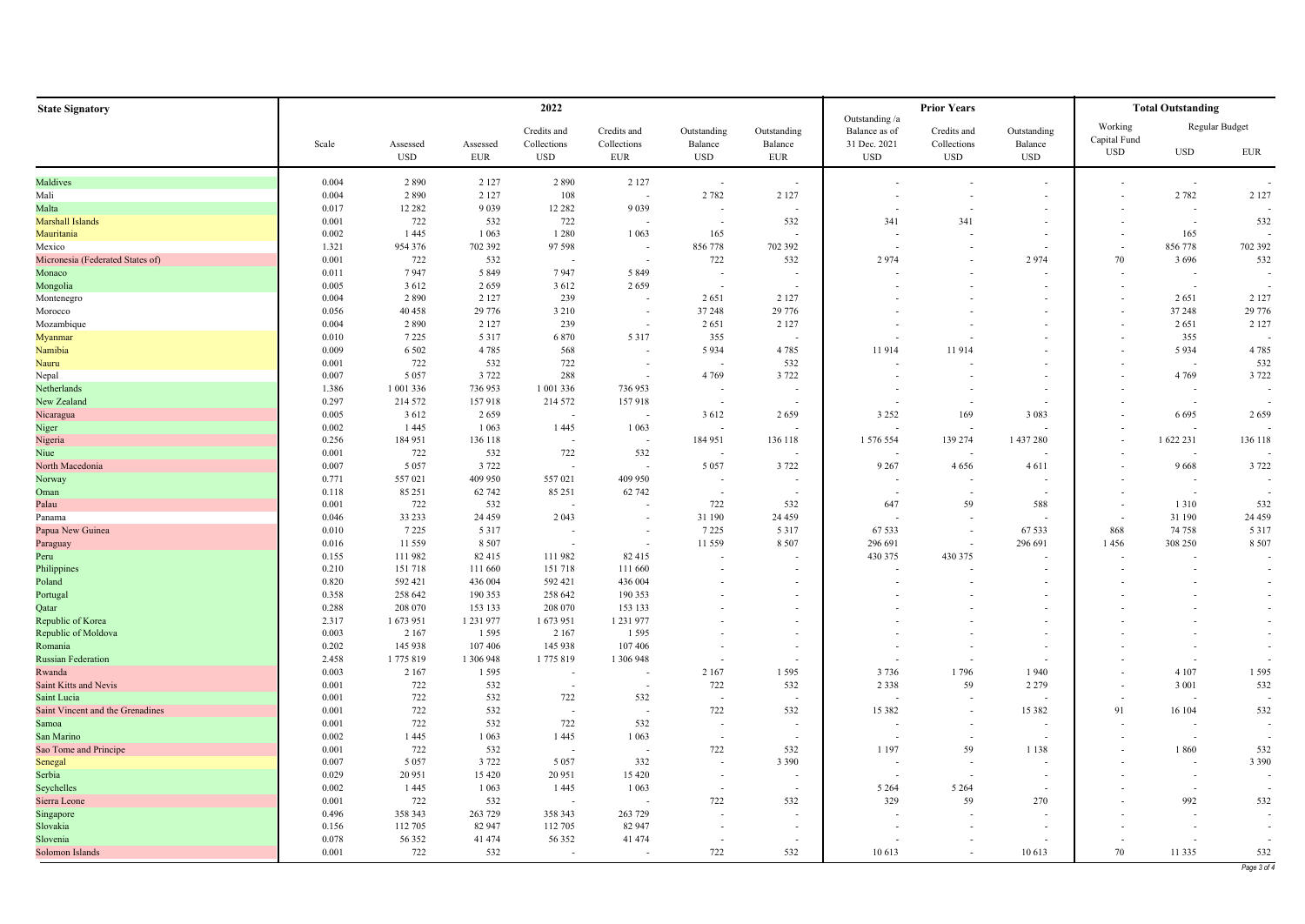| State Signatory | 2022 | | | | | | | Prior Years | | | Total Outstanding | | |
|---|---|---|---|---|---|---|---|---|---|---|---|---|---|
| | Scale | Assessed USD | Assessed EUR | Credits and Collections USD | Credits and Collections EUR | Outstanding Balance USD | Outstanding Balance EUR | Outstanding /a Balance as of 31 Dec. 2021 USD | Credits and Collections USD | Outstanding Balance USD | Working Capital Fund USD | Regular Budget USD | Regular Budget EUR |
| Maldives | 0.004 | 2 890 | 2 127 | 2 890 | 2 127 | - | - | - | - | - | - | - | - |
| Mali | 0.004 | 2 890 | 2 127 | 108 | - | 2 782 | 2 127 | - | - | - | - | 2 782 | 2 127 |
| Malta | 0.017 | 12 282 | 9 039 | 12 282 | 9 039 | - | - | - | - | - | - | - | - |
| Marshall Islands | 0.001 | 722 | 532 | 722 | - | - | 532 | 341 | 341 | - | - | - | 532 |
| Mauritania | 0.002 | 1 445 | 1 063 | 1 280 | 1 063 | 165 | - | - | - | - | - | 165 | - |
| Mexico | 1.321 | 954 376 | 702 392 | 97 598 | - | 856 778 | 702 392 | - | - | - | - | 856 778 | 702 392 |
| Micronesia (Federated States of) | 0.001 | 722 | 532 | - | - | 722 | 532 | 2 974 | - | 2 974 | 70 | 3 696 | 532 |
| Monaco | 0.011 | 7 947 | 5 849 | 7 947 | 5 849 | - | - | - | - | - | - | - | - |
| Mongolia | 0.005 | 3 612 | 2 659 | 3 612 | 2 659 | - | - | - | - | - | - | - | - |
| Montenegro | 0.004 | 2 890 | 2 127 | 239 | - | 2 651 | 2 127 | - | - | - | - | 2 651 | 2 127 |
| Morocco | 0.056 | 40 458 | 29 776 | 3 210 | - | 37 248 | 29 776 | - | - | - | - | 37 248 | 29 776 |
| Mozambique | 0.004 | 2 890 | 2 127 | 239 | - | 2 651 | 2 127 | - | - | - | - | 2 651 | 2 127 |
| Myanmar | 0.010 | 7 225 | 5 317 | 6 870 | 5 317 | 355 | - | - | - | - | - | 355 | - |
| Namibia | 0.009 | 6 502 | 4 785 | 568 | - | 5 934 | 4 785 | 11 914 | 11 914 | - | - | 5 934 | 4 785 |
| Nauru | 0.001 | 722 | 532 | 722 | - | - | 532 | - | - | - | - | - | 532 |
| Nepal | 0.007 | 5 057 | 3 722 | 288 | - | 4 769 | 3 722 | - | - | - | - | 4 769 | 3 722 |
| Netherlands | 1.386 | 1 001 336 | 736 953 | 1 001 336 | 736 953 | - | - | - | - | - | - | - | - |
| New Zealand | 0.297 | 214 572 | 157 918 | 214 572 | 157 918 | - | - | - | - | - | - | - | - |
| Nicaragua | 0.005 | 3 612 | 2 659 | - | - | 3 612 | 2 659 | 3 252 | 169 | 3 083 | - | 6 695 | 2 659 |
| Niger | 0.002 | 1 445 | 1 063 | 1 445 | 1 063 | - | - | - | - | - | - | - | - |
| Nigeria | 0.256 | 184 951 | 136 118 | - | - | 184 951 | 136 118 | 1 576 554 | 139 274 | 1 437 280 | - | 1 622 231 | 136 118 |
| Niue | 0.001 | 722 | 532 | 722 | 532 | - | - | - | - | - | - | - | - |
| North Macedonia | 0.007 | 5 057 | 3 722 | - | - | 5 057 | 3 722 | 9 267 | 4 656 | 4 611 | - | 9 668 | 3 722 |
| Norway | 0.771 | 557 021 | 409 950 | 557 021 | 409 950 | - | - | - | - | - | - | - | - |
| Oman | 0.118 | 85 251 | 62 742 | 85 251 | 62 742 | - | - | - | - | - | - | - | - |
| Palau | 0.001 | 722 | 532 | - | - | 722 | 532 | 647 | 59 | 588 | - | 1 310 | 532 |
| Panama | 0.046 | 33 233 | 24 459 | 2 043 | - | 31 190 | 24 459 | - | - | - | - | 31 190 | 24 459 |
| Papua New Guinea | 0.010 | 7 225 | 5 317 | - | - | 7 225 | 5 317 | 67 533 | - | 67 533 | 868 | 74 758 | 5 317 |
| Paraguay | 0.016 | 11 559 | 8 507 | - | - | 11 559 | 8 507 | 296 691 | - | 296 691 | 1 456 | 308 250 | 8 507 |
| Peru | 0.155 | 111 982 | 82 415 | 111 982 | 82 415 | - | - | 430 375 | 430 375 | - | - | - | - |
| Philippines | 0.210 | 151 718 | 111 660 | 151 718 | 111 660 | - | - | - | - | - | - | - | - |
| Poland | 0.820 | 592 421 | 436 004 | 592 421 | 436 004 | - | - | - | - | - | - | - | - |
| Portugal | 0.358 | 258 642 | 190 353 | 258 642 | 190 353 | - | - | - | - | - | - | - | - |
| Qatar | 0.288 | 208 070 | 153 133 | 208 070 | 153 133 | - | - | - | - | - | - | - | - |
| Republic of Korea | 2.317 | 1 673 951 | 1 231 977 | 1 673 951 | 1 231 977 | - | - | - | - | - | - | - | - |
| Republic of Moldova | 0.003 | 2 167 | 1 595 | 2 167 | 1 595 | - | - | - | - | - | - | - | - |
| Romania | 0.202 | 145 938 | 107 406 | 145 938 | 107 406 | - | - | - | - | - | - | - | - |
| Russian Federation | 2.458 | 1 775 819 | 1 306 948 | 1 775 819 | 1 306 948 | - | - | - | - | - | - | - | - |
| Rwanda | 0.003 | 2 167 | 1 595 | - | - | 2 167 | 1 595 | 3 736 | 1 796 | 1 940 | - | 4 107 | 1 595 |
| Saint Kitts and Nevis | 0.001 | 722 | 532 | - | - | 722 | 532 | 2 338 | 59 | 2 279 | - | 3 001 | 532 |
| Saint Lucia | 0.001 | 722 | 532 | 722 | 532 | - | - | - | - | - | - | - | - |
| Saint Vincent and the Grenadines | 0.001 | 722 | 532 | - | - | 722 | 532 | 15 382 | - | 15 382 | 91 | 16 104 | 532 |
| Samoa | 0.001 | 722 | 532 | 722 | 532 | - | - | - | - | - | - | - | - |
| San Marino | 0.002 | 1 445 | 1 063 | 1 445 | 1 063 | - | - | - | - | - | - | - | - |
| Sao Tome and Principe | 0.001 | 722 | 532 | - | - | 722 | 532 | 1 197 | 59 | 1 138 | - | 1 860 | 532 |
| Senegal | 0.007 | 5 057 | 3 722 | 5 057 | 332 | - | 3 390 | - | - | - | - | - | 3 390 |
| Serbia | 0.029 | 20 951 | 15 420 | 20 951 | 15 420 | - | - | - | - | - | - | - | - |
| Seychelles | 0.002 | 1 445 | 1 063 | 1 445 | 1 063 | - | - | 5 264 | 5 264 | - | - | - | - |
| Sierra Leone | 0.001 | 722 | 532 | - | - | 722 | 532 | 329 | 59 | 270 | - | 992 | 532 |
| Singapore | 0.496 | 358 343 | 263 729 | 358 343 | 263 729 | - | - | - | - | - | - | - | - |
| Slovakia | 0.156 | 112 705 | 82 947 | 112 705 | 82 947 | - | - | - | - | - | - | - | - |
| Slovenia | 0.078 | 56 352 | 41 474 | 56 352 | 41 474 | - | - | - | - | - | - | - | - |
| Solomon Islands | 0.001 | 722 | 532 | - | - | 722 | 532 | 10 613 | - | 10 613 | 70 | 11 335 | 532 |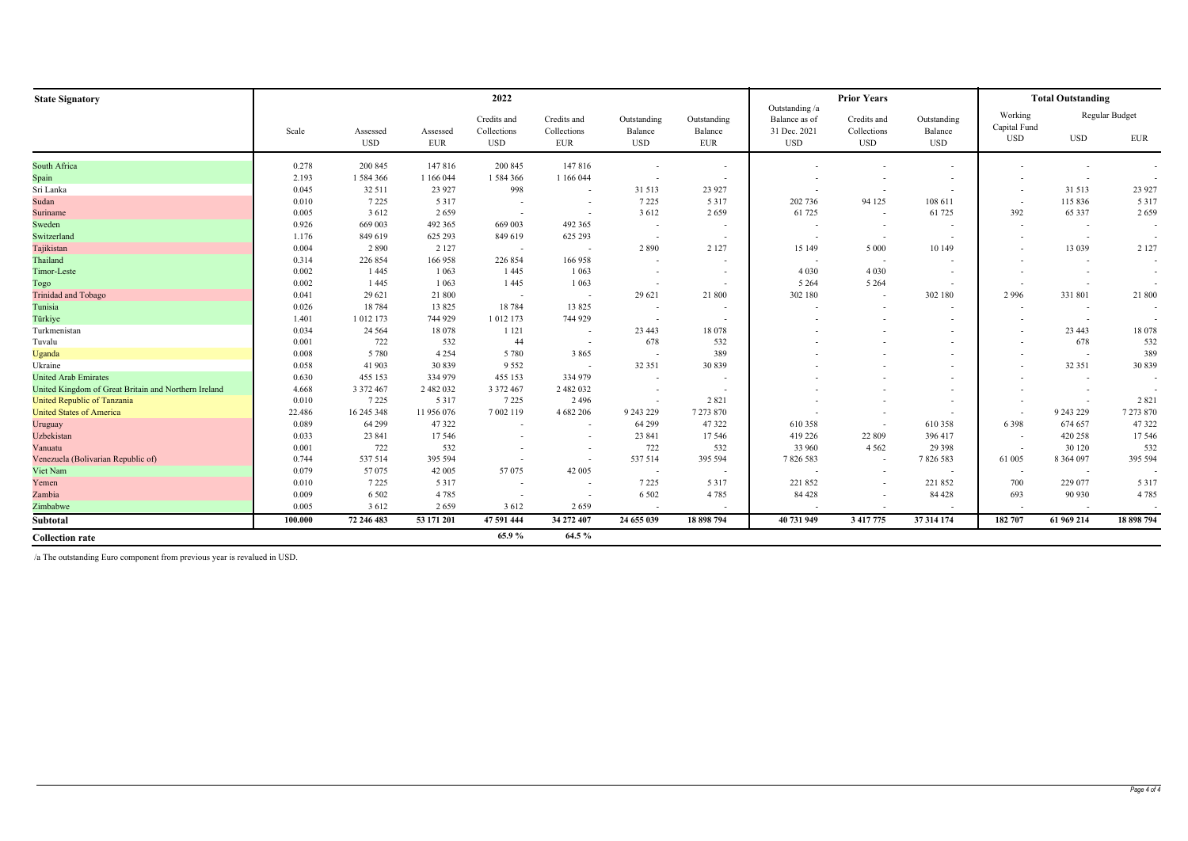| State Signatory | 2022 | | | | | | | Prior Years | | | Total Outstanding | | |
|---|---|---|---|---|---|---|---|---|---|---|---|---|---|
| | Scale | Assessed USD | Assessed EUR | Credits and Collections USD | Credits and Collections EUR | Outstanding Balance USD | Outstanding Balance EUR | Outstanding /a Balance as of 31 Dec. 2021 USD | Credits and Collections USD | Outstanding Balance USD | Working Capital Fund USD | Regular Budget USD | Regular Budget EUR |
| South Africa | 0.278 | 200 845 | 147 816 | 200 845 | 147 816 | - | - | - | - | - | - | - | - |
| Spain | 2.193 | 1 584 366 | 1 166 044 | 1 584 366 | 1 166 044 | - | - | - | - | - | - | - | - |
| Sri Lanka | 0.045 | 32 511 | 23 927 | 998 | - | 31 513 | 23 927 | - | - | - | - | 31 513 | 23 927 |
| Sudan | 0.010 | 7 225 | 5 317 | - | - | 7 225 | 5 317 | 202 736 | 94 125 | 108 611 | - | 115 836 | 5 317 |
| Suriname | 0.005 | 3 612 | 2 659 | - | - | 3 612 | 2 659 | 61 725 | - | 61 725 | 392 | 65 337 | 2 659 |
| Sweden | 0.926 | 669 003 | 492 365 | 669 003 | 492 365 | - | - | - | - | - | - | - | - |
| Switzerland | 1.176 | 849 619 | 625 293 | 849 619 | 625 293 | - | - | - | - | - | - | - | - |
| Tajikistan | 0.004 | 2 890 | 2 127 | - | - | 2 890 | 2 127 | 15 149 | 5 000 | 10 149 | - | 13 039 | 2 127 |
| Thailand | 0.314 | 226 854 | 166 958 | 226 854 | 166 958 | - | - | - | - | - | - | - | - |
| Timor-Leste | 0.002 | 1 445 | 1 063 | 1 445 | 1 063 | - | - | 4 030 | 4 030 | - | - | - | - |
| Togo | 0.002 | 1 445 | 1 063 | 1 445 | 1 063 | - | - | 5 264 | 5 264 | - | - | - | - |
| Trinidad and Tobago | 0.041 | 29 621 | 21 800 | - | - | 29 621 | 21 800 | 302 180 | - | 302 180 | 2 996 | 331 801 | 21 800 |
| Tunisia | 0.026 | 18 784 | 13 825 | 18 784 | 13 825 | - | - | - | - | - | - | - | - |
| Türkiye | 1.401 | 1 012 173 | 744 929 | 1 012 173 | 744 929 | - | - | - | - | - | - | - | - |
| Turkmenistan | 0.034 | 24 564 | 18 078 | 1 121 | - | 23 443 | 18 078 | - | - | - | - | 23 443 | 18 078 |
| Tuvalu | 0.001 | 722 | 532 | 44 | - | 678 | 532 | - | - | - | - | 678 | 532 |
| Uganda | 0.008 | 5 780 | 4 254 | 5 780 | 3 865 | - | 389 | - | - | - | - | - | 389 |
| Ukraine | 0.058 | 41 903 | 30 839 | 9 552 | - | 32 351 | 30 839 | - | - | - | - | 32 351 | 30 839 |
| United Arab Emirates | 0.630 | 455 153 | 334 979 | 455 153 | 334 979 | - | - | - | - | - | - | - | - |
| United Kingdom of Great Britain and Northern Ireland | 4.668 | 3 372 467 | 2 482 032 | 3 372 467 | 2 482 032 | - | - | - | - | - | - | - | - |
| United Republic of Tanzania | 0.010 | 7 225 | 5 317 | 7 225 | 2 496 | - | 2 821 | - | - | - | - | - | 2 821 |
| United States of America | 22.486 | 16 245 348 | 11 956 076 | 7 002 119 | 4 682 206 | 9 243 229 | 7 273 870 | - | - | - | - | 9 243 229 | 7 273 870 |
| Uruguay | 0.089 | 64 299 | 47 322 | - | - | 64 299 | 47 322 | 610 358 | - | 610 358 | 6 398 | 674 657 | 47 322 |
| Uzbekistan | 0.033 | 23 841 | 17 546 | - | - | 23 841 | 17 546 | 419 226 | 22 809 | 396 417 | - | 420 258 | 17 546 |
| Vanuatu | 0.001 | 722 | 532 | - | - | 722 | 532 | 33 960 | 4 562 | 29 398 | - | 30 120 | 532 |
| Venezuela (Bolivarian Republic of) | 0.744 | 537 514 | 395 594 | - | - | 537 514 | 395 594 | 7 826 583 | - | 7 826 583 | 61 005 | 8 364 097 | 395 594 |
| Viet Nam | 0.079 | 57 075 | 42 005 | 57 075 | 42 005 | - | - | - | - | - | - | - | - |
| Yemen | 0.010 | 7 225 | 5 317 | - | - | 7 225 | 5 317 | 221 852 | - | 221 852 | 700 | 229 077 | 5 317 |
| Zambia | 0.009 | 6 502 | 4 785 | - | - | 6 502 | 4 785 | 84 428 | - | 84 428 | 693 | 90 930 | 4 785 |
| Zimbabwe | 0.005 | 3 612 | 2 659 | 3 612 | 2 659 | - | - | - | - | - | - | - | - |
| **Subtotal** | **100.000** | **72 246 483** | **53 171 201** | **47 591 444** | **34 272 407** | **24 655 039** | **18 898 794** | **40 731 949** | **3 417 775** | **37 314 174** | **182 707** | **61 969 214** | **18 898 794** |
| **Collection rate** | | | | **65.9 %** | **64.5 %** | | | | | | | | |

/a The outstanding Euro component from previous year is revalued in USD.